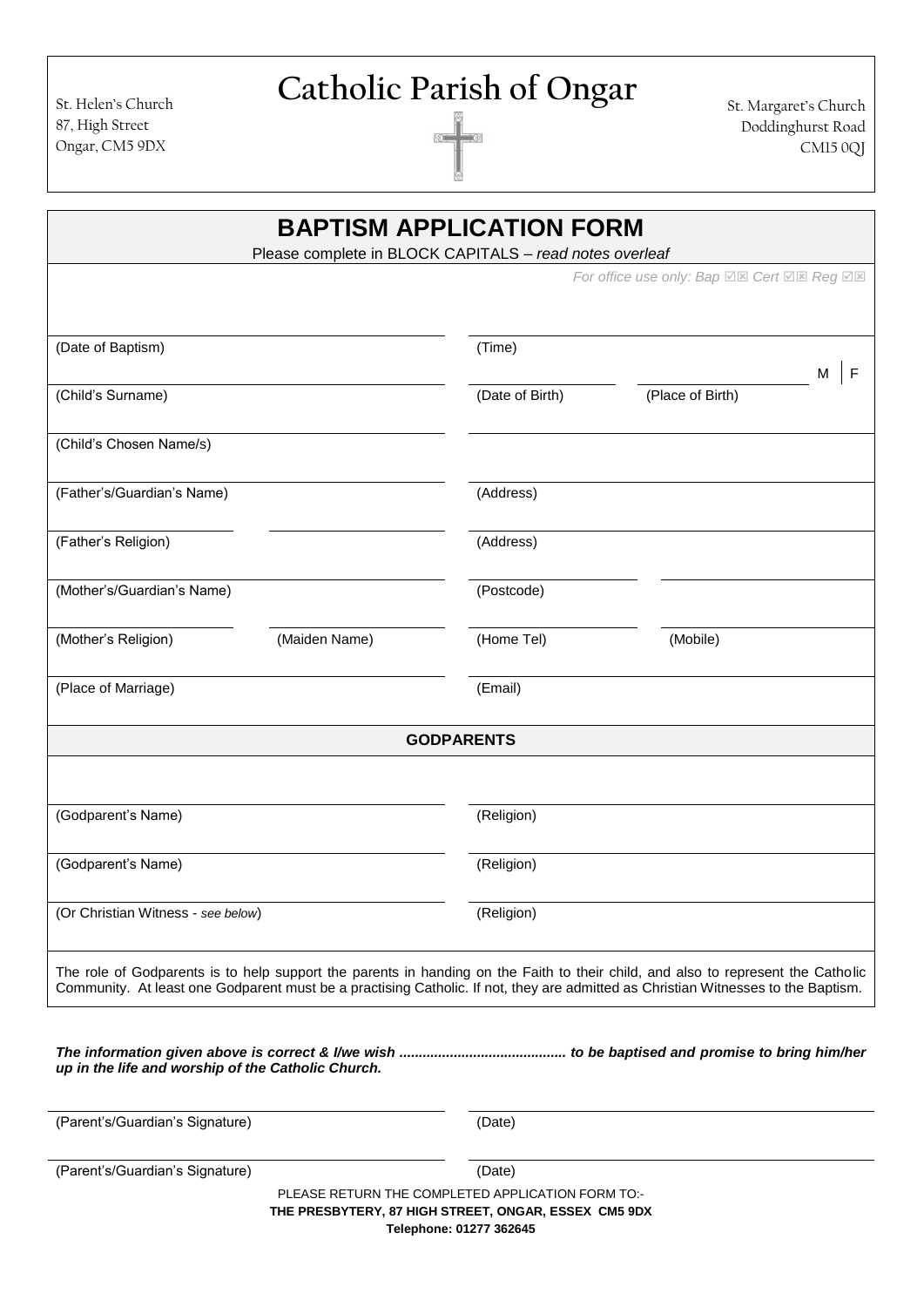St. Helen's Church
87, High Street
Ongar, CM5 9DX

# Catholic Parish of Ongar

St. Margaret's Church
Doddinghurst Road
CM15 0QJ

## BAPTISM APPLICATION FORM

Please complete in BLOCK CAPITALS – *read notes overleaf*

*For office use only: Bap ☑☒ Cert ☑☒ Reg ☑☒*

| | | | |
|---|---|---|---|
| (Date of Baptism) | | (Time) | |
| (Child's Surname) | | (Date of Birth) | (Place of Birth) M \| F |
| (Child's Chosen Name/s) | | | |
| (Father's/Guardian's Name) | | (Address) | |
| (Father's Religion) | | (Address) | |
| (Mother's/Guardian's Name) | | (Postcode) | |
| (Mother's Religion) | (Maiden Name) | (Home Tel) | (Mobile) |
| (Place of Marriage) | | (Email) | |

### GODPARENTS

| | |
|---|---|
| (Godparent's Name) | (Religion) |
| (Godparent's Name) | (Religion) |
| (Or Christian Witness - *see below*) | (Religion) |

The role of Godparents is to help support the parents in handing on the Faith to their child, and also to represent the Catholic Community. At least one Godparent must be a practising Catholic. If not, they are admitted as Christian Witnesses to the Baptism.

***The information given above is correct & I/we wish .......................................... to be baptised and promise to bring him/her up in the life and worship of the Catholic Church.***

| | |
|---|---|
| (Parent's/Guardian's Signature) | (Date) |
| (Parent's/Guardian's Signature) | (Date) |

PLEASE RETURN THE COMPLETED APPLICATION FORM TO:-

**THE PRESBYTERY, 87 HIGH STREET, ONGAR, ESSEX CM5 9DX**

**Telephone: 01277 362645**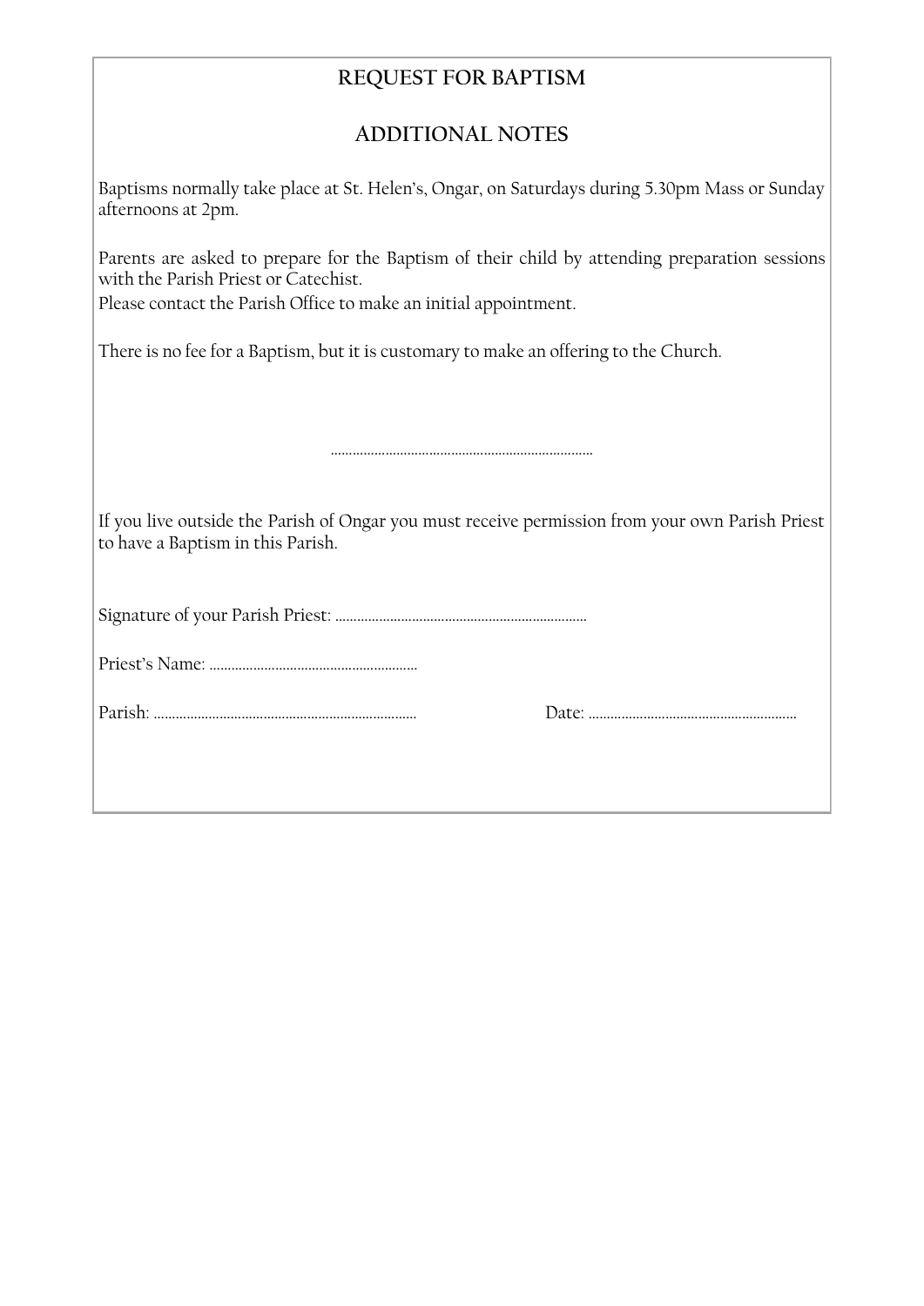## REQUEST FOR BAPTISM

## ADDITIONAL NOTES

Baptisms normally take place at St. Helen's, Ongar, on Saturdays during 5.30pm Mass or Sunday afternoons at 2pm.

Parents are asked to prepare for the Baptism of their child by attending preparation sessions with the Parish Priest or Catechist.
Please contact the Parish Office to make an initial appointment.

There is no fee for a Baptism, but it is customary to make an offering to the Church.

.......................................................................

If you live outside the Parish of Ongar you must receive permission from your own Parish Priest to have a Baptism in this Parish.

Signature of your Parish Priest: ....................................................................

Priest's Name: .........................................................

Parish: ........................................................................ Date: .........................................................